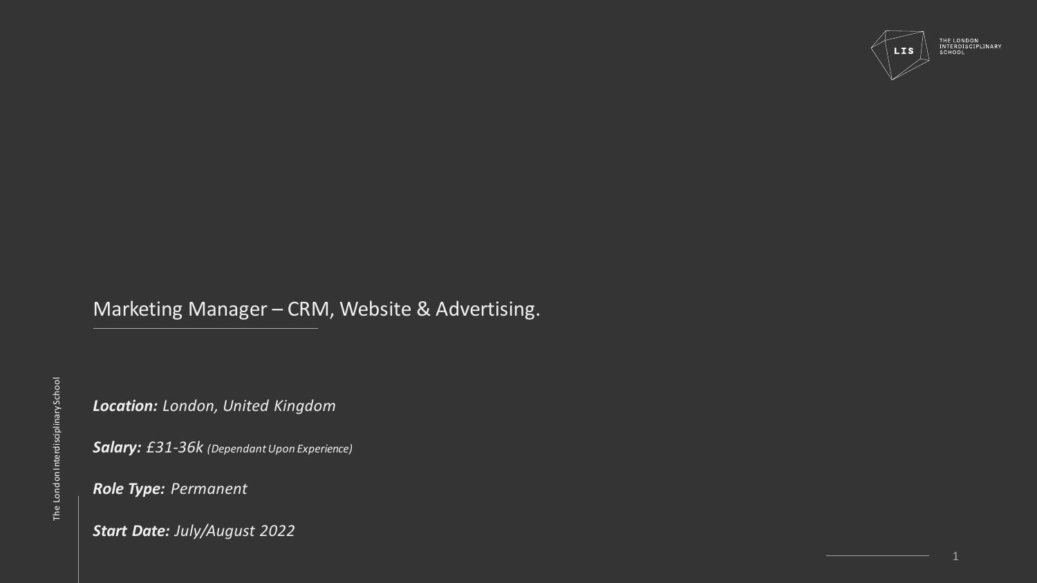# Marketing Manager – CRM, Website & Advertising.

***Location:*** *London, United Kingdom*

***Salary:*** *£31-36k (Dependant Upon Experience)*

***Role Type:*** *Permanent*

***Start Date:*** *July/August 2022*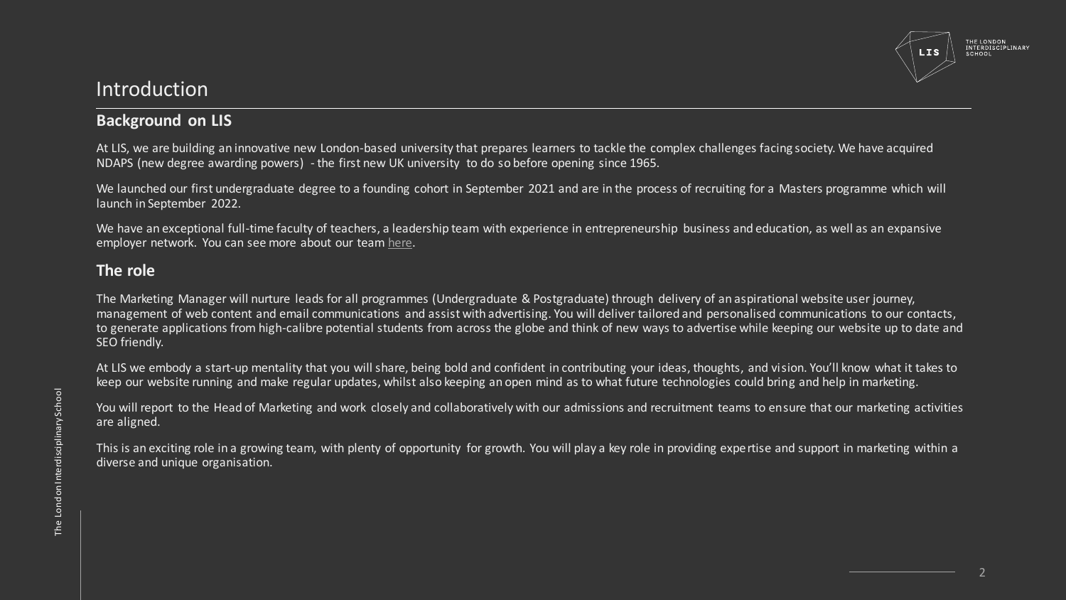# Introduction

## Background on LIS

At LIS, we are building an innovative new London-based university that prepares learners to tackle the complex challenges facing society. We have acquired NDAPS (new degree awarding powers) - the first new UK university to do so before opening since 1965.

We launched our first undergraduate degree to a founding cohort in September 2021 and are in the process of recruiting for a Masters programme which will launch in September 2022.

We have an exceptional full-time faculty of teachers, a leadership team with experience in entrepreneurship business and education, as well as an expansive employer network. You can see more about our team here.

## The role

The Marketing Manager will nurture leads for all programmes (Undergraduate & Postgraduate) through delivery of an aspirational website user journey, management of web content and email communications and assist with advertising. You will deliver tailored and personalised communications to our contacts, to generate applications from high-calibre potential students from across the globe and think of new ways to advertise while keeping our website up to date and SEO friendly.

At LIS we embody a start-up mentality that you will share, being bold and confident in contributing your ideas, thoughts, and vision. You'll know what it takes to keep our website running and make regular updates, whilst also keeping an open mind as to what future technologies could bring and help in marketing.

You will report to the Head of Marketing and work closely and collaboratively with our admissions and recruitment teams to ensure that our marketing activities are aligned.

This is an exciting role in a growing team, with plenty of opportunity for growth. You will play a key role in providing expertise and support in marketing within a diverse and unique organisation.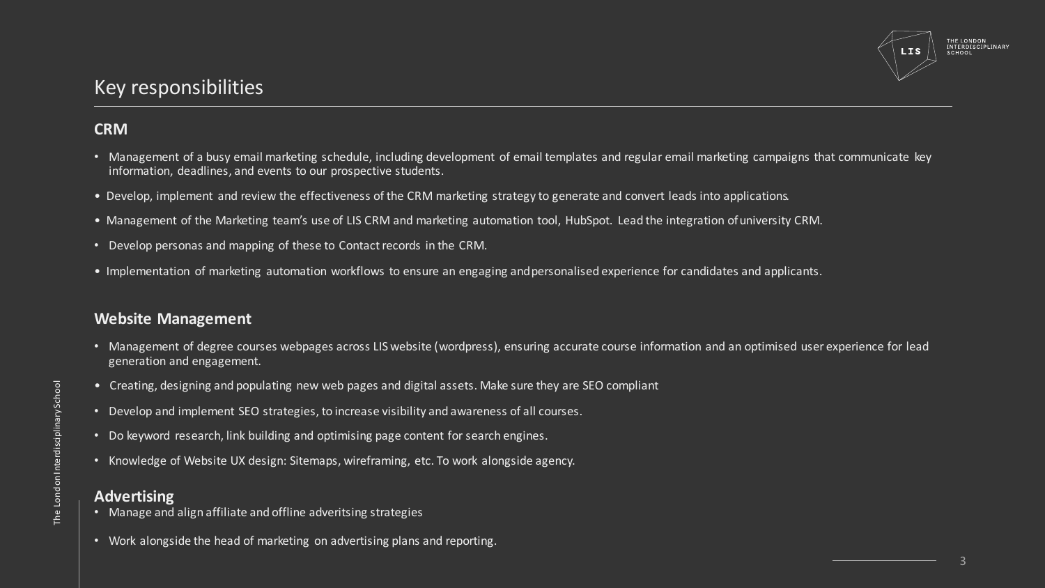# Key responsibilities

## CRM

- Management of a busy email marketing schedule, including development of email templates and regular email marketing campaigns that communicate key information, deadlines, and events to our prospective students.
- Develop, implement and review the effectiveness of the CRM marketing strategy to generate and convert leads into applications.
- Management of the Marketing team's use of LIS CRM and marketing automation tool, HubSpot. Lead the integration of university CRM.
- Develop personas and mapping of these to Contact records in the CRM.
- Implementation of marketing automation workflows to ensure an engaging and personalised experience for candidates and applicants.

## Website Management

- Management of degree courses webpages across LIS website (wordpress), ensuring accurate course information and an optimised user experience for lead generation and engagement.
- Creating, designing and populating new web pages and digital assets. Make sure they are SEO compliant
- Develop and implement SEO strategies, to increase visibility and awareness of all courses.
- Do keyword research, link building and optimising page content for search engines.
- Knowledge of Website UX design: Sitemaps, wireframing, etc. To work alongside agency.

## Advertising

- Manage and align affiliate and offline adveritsing strategies
- Work alongside the head of marketing on advertising plans and reporting.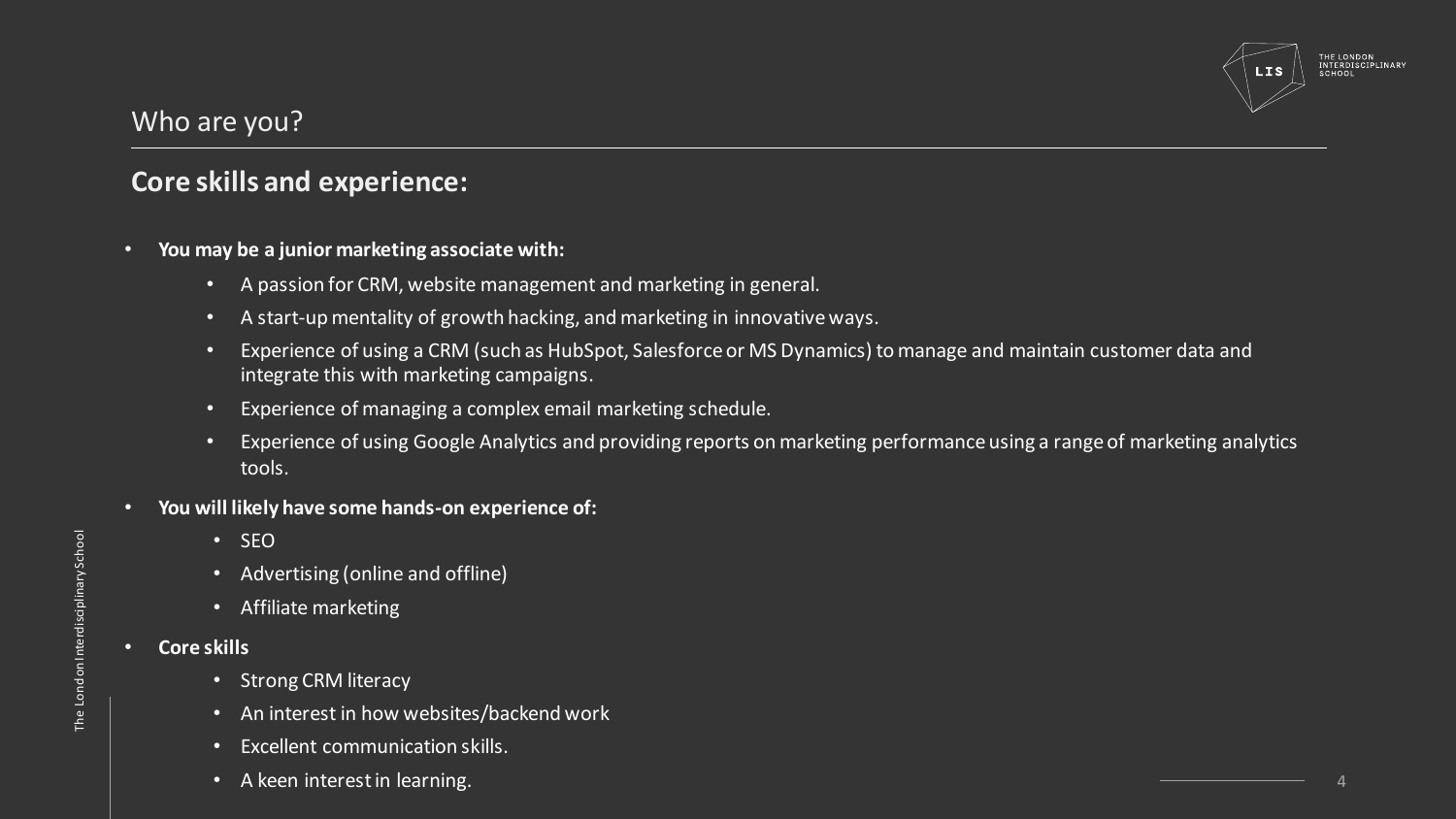## Who are you?

### Core skills and experience:

- **You may be a junior marketing associate with:**
  - A passion for CRM, website management and marketing in general.
  - A start-up mentality of growth hacking, and marketing in innovative ways.
  - Experience of using a CRM (such as HubSpot, Salesforce or MS Dynamics) to manage and maintain customer data and integrate this with marketing campaigns.
  - Experience of managing a complex email marketing schedule.
  - Experience of using Google Analytics and providing reports on marketing performance using a range of marketing analytics tools.
- **You will likely have some hands-on experience of:**
  - SEO
  - Advertising (online and offline)
  - Affiliate marketing
- **Core skills**
  - Strong CRM literacy
  - An interest in how websites/backend work
  - Excellent communication skills.
  - A keen interest in learning.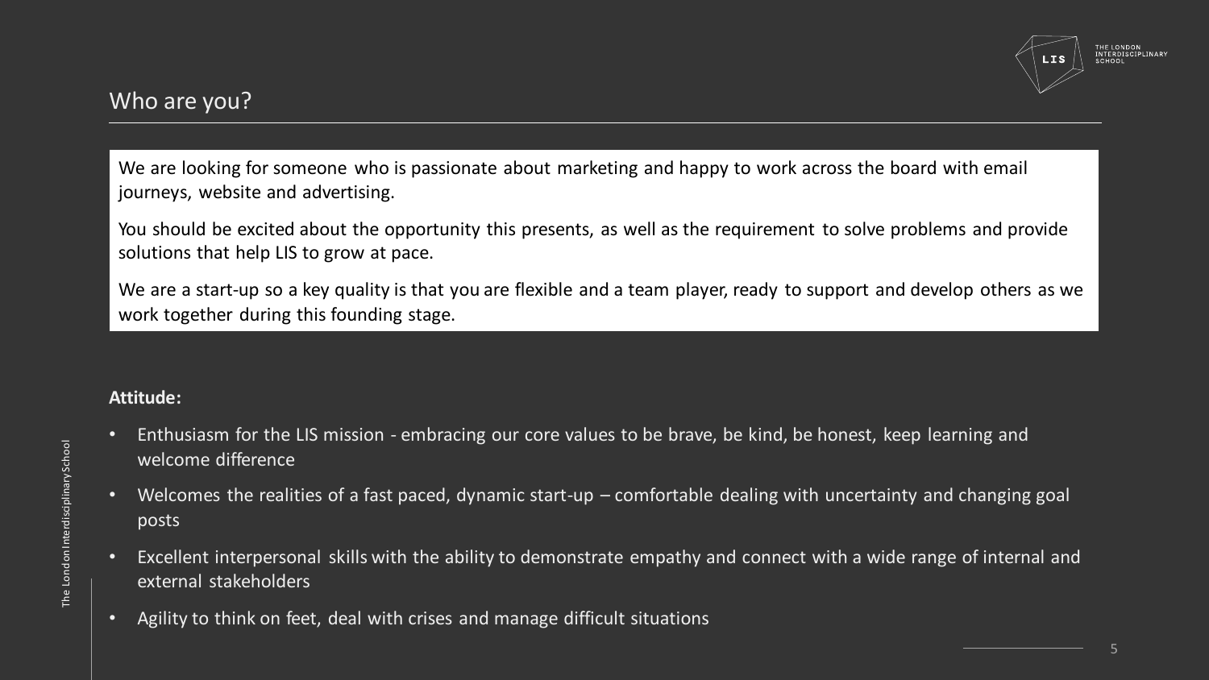## Who are you?

We are looking for someone who is passionate about marketing and happy to work across the board with email journeys, website and advertising.

You should be excited about the opportunity this presents, as well as the requirement to solve problems and provide solutions that help LIS to grow at pace.

We are a start-up so a key quality is that you are flexible and a team player, ready to support and develop others as we work together during this founding stage.

**Attitude:**

- Enthusiasm for the LIS mission - embracing our core values to be brave, be kind, be honest, keep learning and welcome difference
- Welcomes the realities of a fast paced, dynamic start-up – comfortable dealing with uncertainty and changing goal posts
- Excellent interpersonal skills with the ability to demonstrate empathy and connect with a wide range of internal and external stakeholders
- Agility to think on feet, deal with crises and manage difficult situations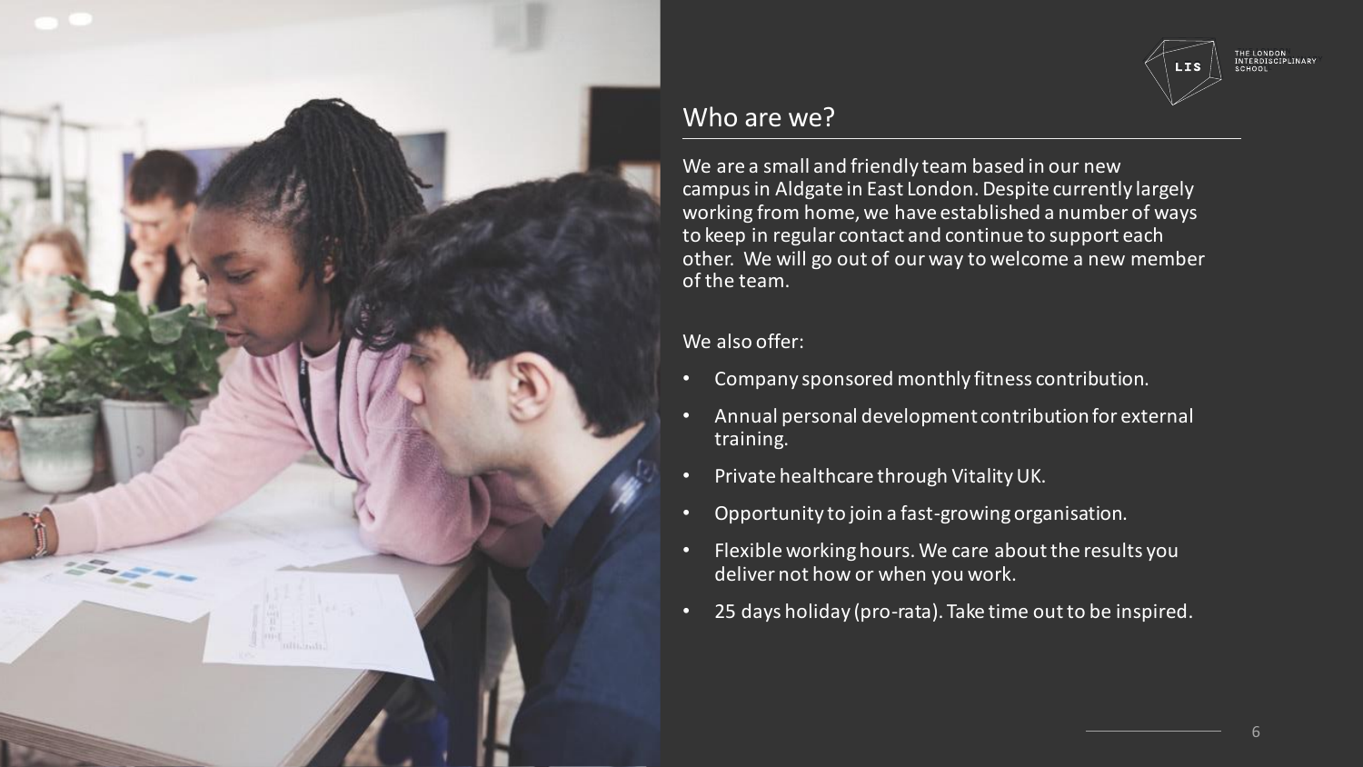## Who are we?

We are a small and friendly team based in our new campus in Aldgate in East London. Despite currently largely working from home, we have established a number of ways to keep in regular contact and continue to support each other. We will go out of our way to welcome a new member of the team.

We also offer:

- Company sponsored monthly fitness contribution.
- Annual personal development contribution for external training.
- Private healthcare through Vitality UK.
- Opportunity to join a fast-growing organisation.
- Flexible working hours. We care about the results you deliver not how or when you work.
- 25 days holiday (pro-rata). Take time out to be inspired.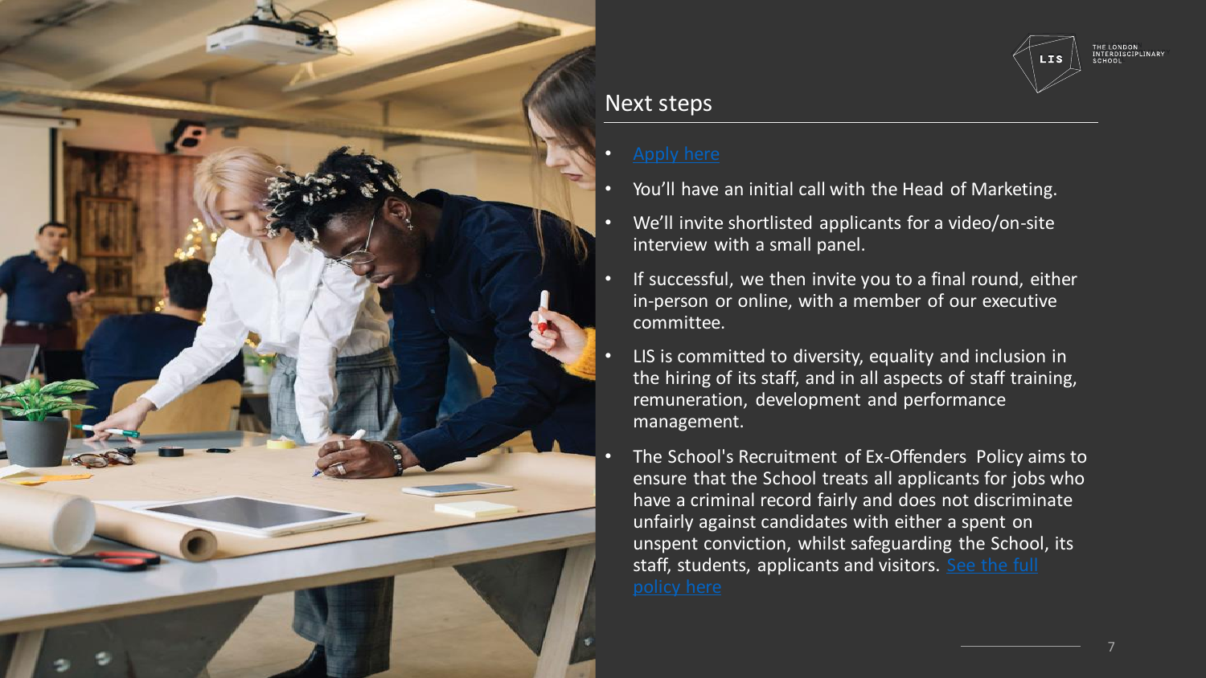## Next steps

- Apply here
- You'll have an initial call with the Head of Marketing.
- We'll invite shortlisted applicants for a video/on-site interview with a small panel.
- If successful, we then invite you to a final round, either in-person or online, with a member of our executive committee.
- LIS is committed to diversity, equality and inclusion in the hiring of its staff, and in all aspects of staff training, remuneration, development and performance management.
- The School's Recruitment of Ex-Offenders Policy aims to ensure that the School treats all applicants for jobs who have a criminal record fairly and does not discriminate unfairly against candidates with either a spent on unspent conviction, whilst safeguarding the School, its staff, students, applicants and visitors. See the full policy here